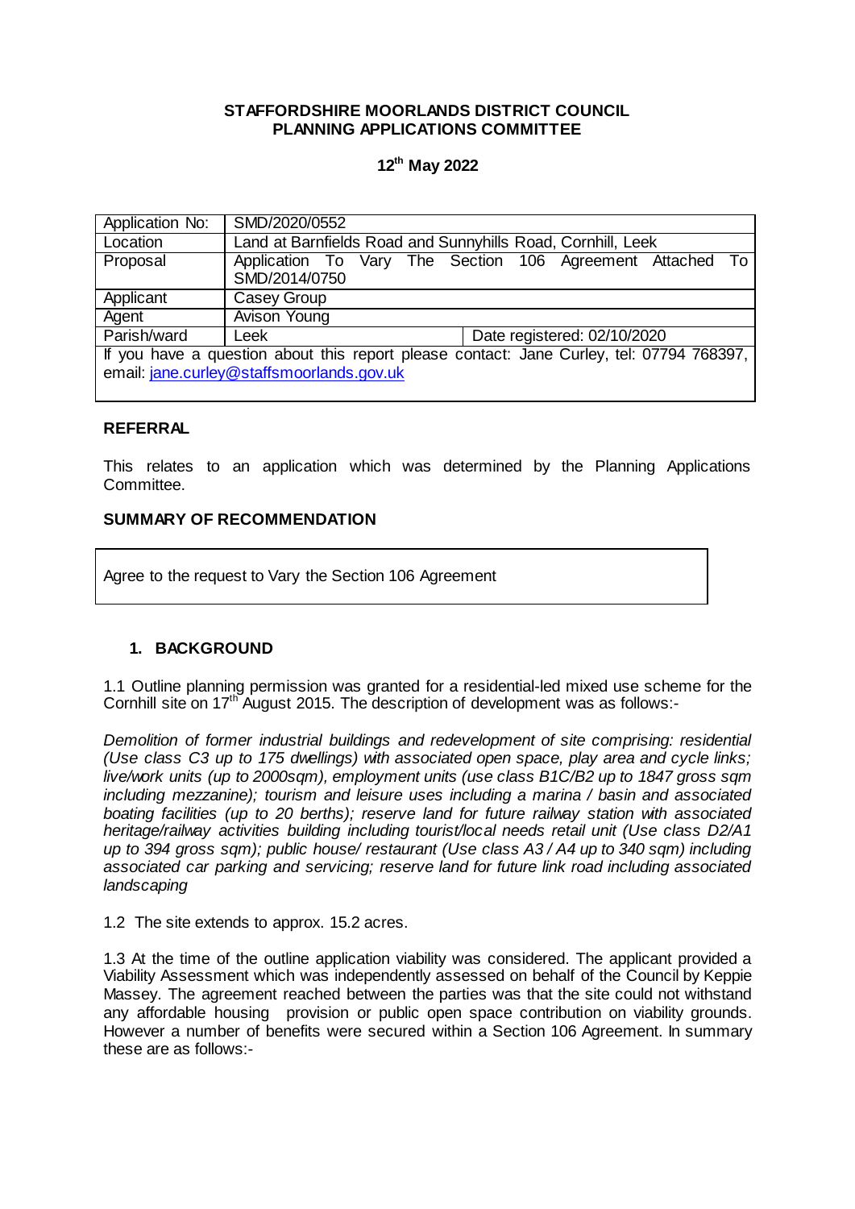**STAFFORDSHIRE MOORLANDS DISTRICT COUNCIL**
**PLANNING APPLICATIONS COMMITTEE**

**12th May 2022**

| | | |
|---|---|---|
| Application No: | SMD/2020/0552 | |
| Location | Land at Barnfields Road and Sunnyhills Road, Cornhill, Leek | |
| Proposal | Application To Vary The Section 106 Agreement Attached To SMD/2014/0750 | |
| Applicant | Casey Group | |
| Agent | Avison Young | |
| Parish/ward | Leek | Date registered: 02/10/2020 |
| If you have a question about this report please contact: Jane Curley, tel: 07794 768397, email: jane.curley@staffsmoorlands.gov.uk | | |

## REFERRAL

This relates to an application which was determined by the Planning Applications Committee.

## SUMMARY OF RECOMMENDATION

Agree to the request to Vary the Section 106 Agreement

## 1. BACKGROUND

1.1 Outline planning permission was granted for a residential-led mixed use scheme for the Cornhill site on 17th August 2015. The description of development was as follows:-

*Demolition of former industrial buildings and redevelopment of site comprising: residential (Use class C3 up to 175 dwellings) with associated open space, play area and cycle links; live/work units (up to 2000sqm), employment units (use class B1C/B2 up to 1847 gross sqm including mezzanine); tourism and leisure uses including a marina / basin and associated boating facilities (up to 20 berths); reserve land for future railway station with associated heritage/railway activities building including tourist/local needs retail unit (Use class D2/A1 up to 394 gross sqm); public house/ restaurant (Use class A3 / A4 up to 340 sqm) including associated car parking and servicing; reserve land for future link road including associated landscaping*

1.2 The site extends to approx. 15.2 acres.

1.3 At the time of the outline application viability was considered. The applicant provided a Viability Assessment which was independently assessed on behalf of the Council by Keppie Massey. The agreement reached between the parties was that the site could not withstand any affordable housing provision or public open space contribution on viability grounds. However a number of benefits were secured within a Section 106 Agreement. In summary these are as follows:-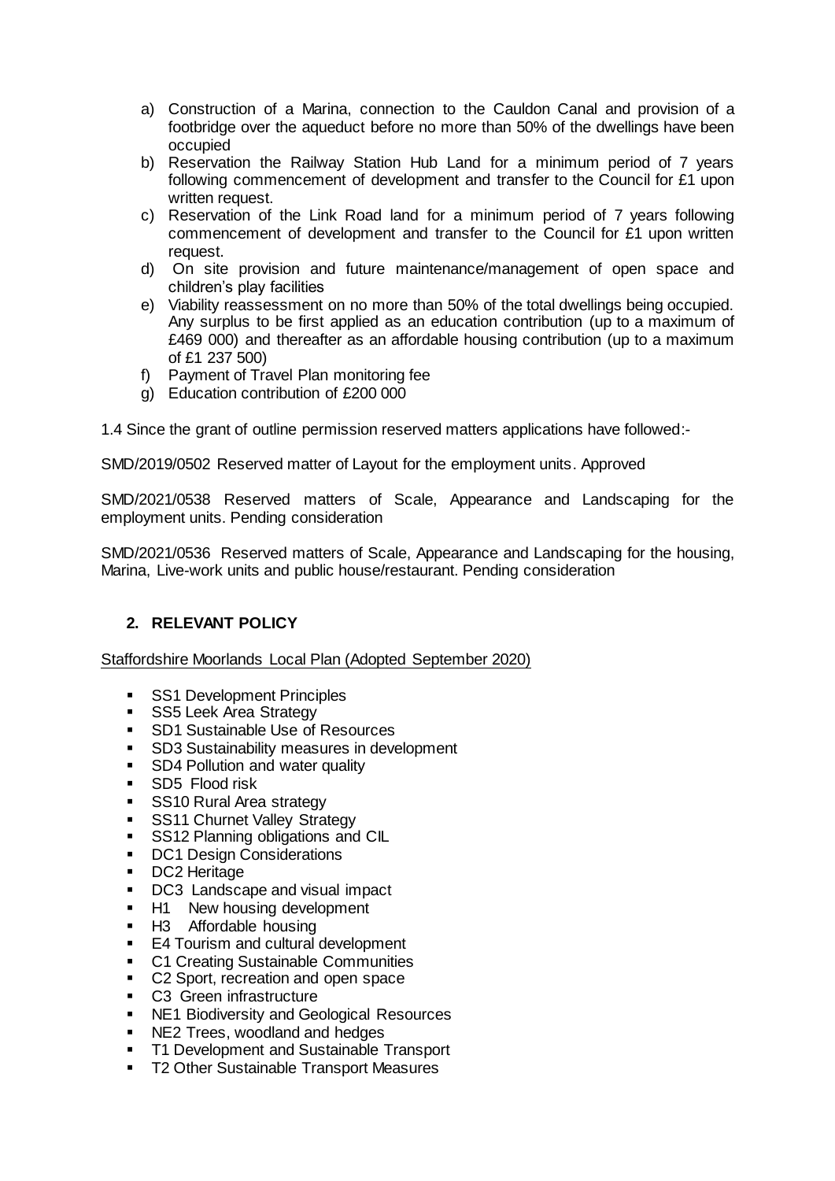a) Construction of a Marina, connection to the Cauldon Canal and provision of a footbridge over the aqueduct before no more than 50% of the dwellings have been occupied
b) Reservation the Railway Station Hub Land for a minimum period of 7 years following commencement of development and transfer to the Council for £1 upon written request.
c) Reservation of the Link Road land for a minimum period of 7 years following commencement of development and transfer to the Council for £1 upon written request.
d) On site provision and future maintenance/management of open space and children's play facilities
e) Viability reassessment on no more than 50% of the total dwellings being occupied. Any surplus to be first applied as an education contribution (up to a maximum of £469 000) and thereafter as an affordable housing contribution (up to a maximum of £1 237 500)
f) Payment of Travel Plan monitoring fee
g) Education contribution of £200 000

1.4 Since the grant of outline permission reserved matters applications have followed:-

SMD/2019/0502 Reserved matter of Layout for the employment units. Approved

SMD/2021/0538 Reserved matters of Scale, Appearance and Landscaping for the employment units. Pending consideration

SMD/2021/0536 Reserved matters of Scale, Appearance and Landscaping for the housing, Marina, Live-work units and public house/restaurant. Pending consideration

## 2. RELEVANT POLICY

Staffordshire Moorlands Local Plan (Adopted September 2020)

- SS1 Development Principles
- SS5 Leek Area Strategy
- SD1 Sustainable Use of Resources
- SD3 Sustainability measures in development
- SD4 Pollution and water quality
- SD5 Flood risk
- SS10 Rural Area strategy
- SS11 Churnet Valley Strategy
- SS12 Planning obligations and CIL
- DC1 Design Considerations
- DC2 Heritage
- DC3 Landscape and visual impact
- H1 New housing development
- H3 Affordable housing
- E4 Tourism and cultural development
- C1 Creating Sustainable Communities
- C2 Sport, recreation and open space
- C3 Green infrastructure
- NE1 Biodiversity and Geological Resources
- NE2 Trees, woodland and hedges
- T1 Development and Sustainable Transport
- T2 Other Sustainable Transport Measures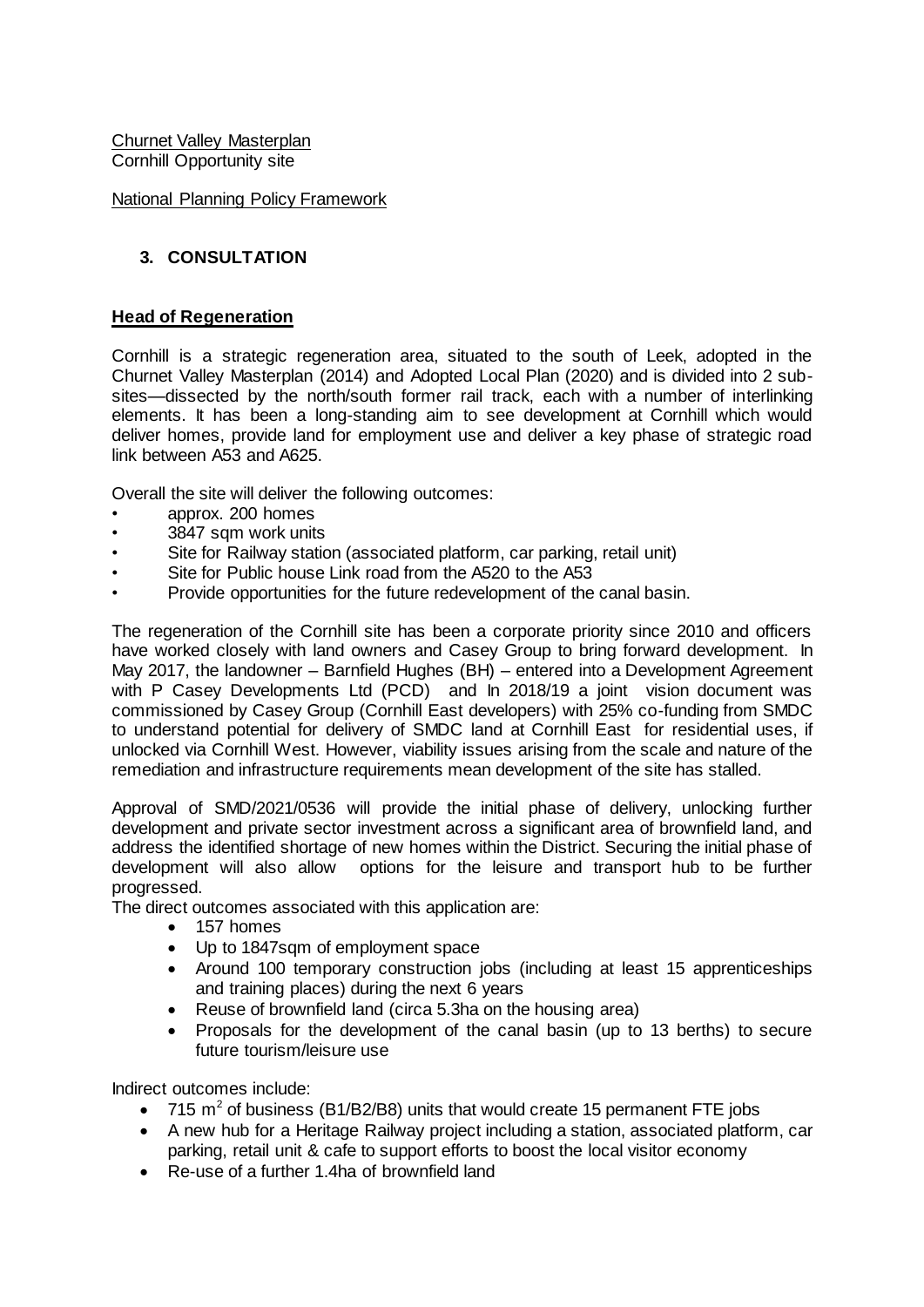<u>Churnet Valley Masterplan</u>
Cornhill Opportunity site

<u>National Planning Policy Framework</u>

## 3. CONSULTATION

### Head of Regeneration

Cornhill is a strategic regeneration area, situated to the south of Leek, adopted in the Churnet Valley Masterplan (2014) and Adopted Local Plan (2020) and is divided into 2 sub-sites—dissected by the north/south former rail track, each with a number of interlinking elements. It has been a long-standing aim to see development at Cornhill which would deliver homes, provide land for employment use and deliver a key phase of strategic road link between A53 and A625.

Overall the site will deliver the following outcomes:

- approx. 200 homes
- 3847 sqm work units
- Site for Railway station (associated platform, car parking, retail unit)
- Site for Public house Link road from the A520 to the A53
- Provide opportunities for the future redevelopment of the canal basin.

The regeneration of the Cornhill site has been a corporate priority since 2010 and officers have worked closely with land owners and Casey Group to bring forward development. In May 2017, the landowner – Barnfield Hughes (BH) – entered into a Development Agreement with P Casey Developments Ltd (PCD) and In 2018/19 a joint vision document was commissioned by Casey Group (Cornhill East developers) with 25% co-funding from SMDC to understand potential for delivery of SMDC land at Cornhill East for residential uses, if unlocked via Cornhill West. However, viability issues arising from the scale and nature of the remediation and infrastructure requirements mean development of the site has stalled.

Approval of SMD/2021/0536 will provide the initial phase of delivery, unlocking further development and private sector investment across a significant area of brownfield land, and address the identified shortage of new homes within the District. Securing the initial phase of development will also allow options for the leisure and transport hub to be further progressed.

The direct outcomes associated with this application are:

- 157 homes
- Up to 1847sqm of employment space
- Around 100 temporary construction jobs (including at least 15 apprenticeships and training places) during the next 6 years
- Reuse of brownfield land (circa 5.3ha on the housing area)
- Proposals for the development of the canal basin (up to 13 berths) to secure future tourism/leisure use

Indirect outcomes include:

- 715 $m^2$ of business (B1/B2/B8) units that would create 15 permanent FTE jobs
- A new hub for a Heritage Railway project including a station, associated platform, car parking, retail unit & cafe to support efforts to boost the local visitor economy
- Re-use of a further 1.4ha of brownfield land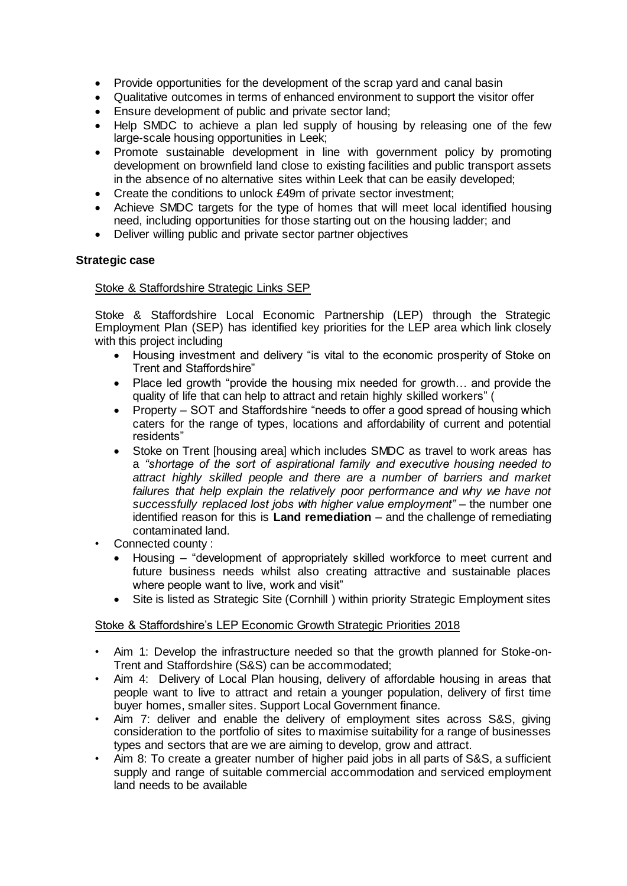- Provide opportunities for the development of the scrap yard and canal basin
- Qualitative outcomes in terms of enhanced environment to support the visitor offer
- Ensure development of public and private sector land;
- Help SMDC to achieve a plan led supply of housing by releasing one of the few large-scale housing opportunities in Leek;
- Promote sustainable development in line with government policy by promoting development on brownfield land close to existing facilities and public transport assets in the absence of no alternative sites within Leek that can be easily developed;
- Create the conditions to unlock £49m of private sector investment;
- Achieve SMDC targets for the type of homes that will meet local identified housing need, including opportunities for those starting out on the housing ladder; and
- Deliver willing public and private sector partner objectives

**Strategic case**

Stoke & Staffordshire Strategic Links SEP

Stoke & Staffordshire Local Economic Partnership (LEP) through the Strategic Employment Plan (SEP) has identified key priorities for the LEP area which link closely with this project including

- Housing investment and delivery "is vital to the economic prosperity of Stoke on Trent and Staffordshire"
- Place led growth "provide the housing mix needed for growth… and provide the quality of life that can help to attract and retain highly skilled workers" (
- Property – SOT and Staffordshire "needs to offer a good spread of housing which caters for the range of types, locations and affordability of current and potential residents"
- Stoke on Trent [housing area] which includes SMDC as travel to work areas has a *"shortage of the sort of aspirational family and executive housing needed to attract highly skilled people and there are a number of barriers and market failures that help explain the relatively poor performance and why we have not successfully replaced lost jobs with higher value employment"* – the number one identified reason for this is **Land remediation** – and the challenge of remediating contaminated land.

- Connected county :
  - Housing – "development of appropriately skilled workforce to meet current and future business needs whilst also creating attractive and sustainable places where people want to live, work and visit"
  - Site is listed as Strategic Site (Cornhill ) within priority Strategic Employment sites

Stoke & Staffordshire's LEP Economic Growth Strategic Priorities 2018

- Aim 1: Develop the infrastructure needed so that the growth planned for Stoke-on-Trent and Staffordshire (S&S) can be accommodated;
- Aim 4: Delivery of Local Plan housing, delivery of affordable housing in areas that people want to live to attract and retain a younger population, delivery of first time buyer homes, smaller sites. Support Local Government finance.
- Aim 7: deliver and enable the delivery of employment sites across S&S, giving consideration to the portfolio of sites to maximise suitability for a range of businesses types and sectors that are we are aiming to develop, grow and attract.
- Aim 8: To create a greater number of higher paid jobs in all parts of S&S, a sufficient supply and range of suitable commercial accommodation and serviced employment land needs to be available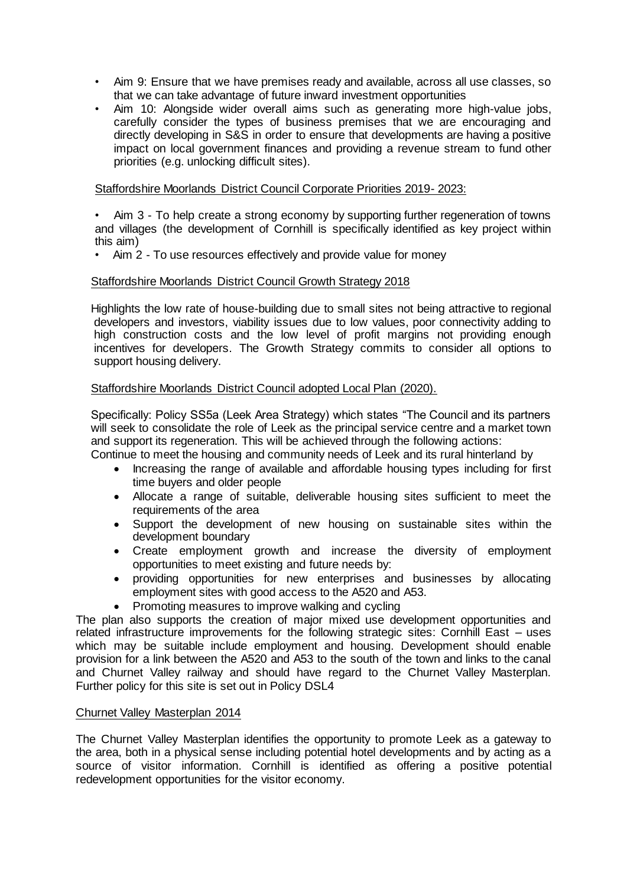- Aim 9: Ensure that we have premises ready and available, across all use classes, so that we can take advantage of future inward investment opportunities
- Aim 10: Alongside wider overall aims such as generating more high-value jobs, carefully consider the types of business premises that we are encouraging and directly developing in S&S in order to ensure that developments are having a positive impact on local government finances and providing a revenue stream to fund other priorities (e.g. unlocking difficult sites).

Staffordshire Moorlands District Council Corporate Priorities 2019- 2023:

- Aim 3 - To help create a strong economy by supporting further regeneration of towns and villages (the development of Cornhill is specifically identified as key project within this aim)
- Aim 2 - To use resources effectively and provide value for money

Staffordshire Moorlands District Council Growth Strategy 2018

Highlights the low rate of house-building due to small sites not being attractive to regional developers and investors, viability issues due to low values, poor connectivity adding to high construction costs and the low level of profit margins not providing enough incentives for developers. The Growth Strategy commits to consider all options to support housing delivery.

Staffordshire Moorlands District Council adopted Local Plan (2020).

Specifically: Policy SS5a (Leek Area Strategy) which states "The Council and its partners will seek to consolidate the role of Leek as the principal service centre and a market town and support its regeneration. This will be achieved through the following actions:
Continue to meet the housing and community needs of Leek and its rural hinterland by

- Increasing the range of available and affordable housing types including for first time buyers and older people
- Allocate a range of suitable, deliverable housing sites sufficient to meet the requirements of the area
- Support the development of new housing on sustainable sites within the development boundary
- Create employment growth and increase the diversity of employment opportunities to meet existing and future needs by:
- providing opportunities for new enterprises and businesses by allocating employment sites with good access to the A520 and A53.
- Promoting measures to improve walking and cycling

The plan also supports the creation of major mixed use development opportunities and related infrastructure improvements for the following strategic sites: Cornhill East – uses which may be suitable include employment and housing. Development should enable provision for a link between the A520 and A53 to the south of the town and links to the canal and Churnet Valley railway and should have regard to the Churnet Valley Masterplan. Further policy for this site is set out in Policy DSL4

Churnet Valley Masterplan 2014

The Churnet Valley Masterplan identifies the opportunity to promote Leek as a gateway to the area, both in a physical sense including potential hotel developments and by acting as a source of visitor information. Cornhill is identified as offering a positive potential redevelopment opportunities for the visitor economy.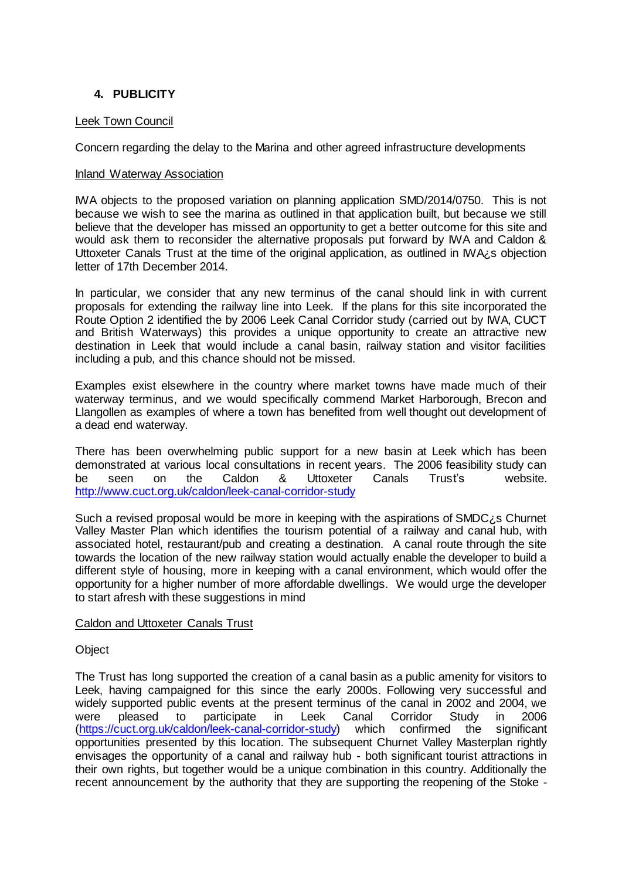## 4. PUBLICITY

Leek Town Council

Concern regarding the delay to the Marina and other agreed infrastructure developments

Inland Waterway Association

IWA objects to the proposed variation on planning application SMD/2014/0750. This is not because we wish to see the marina as outlined in that application built, but because we still believe that the developer has missed an opportunity to get a better outcome for this site and would ask them to reconsider the alternative proposals put forward by IWA and Caldon & Uttoxeter Canals Trust at the time of the original application, as outlined in IWA¿s objection letter of 17th December 2014.

In particular, we consider that any new terminus of the canal should link in with current proposals for extending the railway line into Leek. If the plans for this site incorporated the Route Option 2 identified the by 2006 Leek Canal Corridor study (carried out by IWA, CUCT and British Waterways) this provides a unique opportunity to create an attractive new destination in Leek that would include a canal basin, railway station and visitor facilities including a pub, and this chance should not be missed.

Examples exist elsewhere in the country where market towns have made much of their waterway terminus, and we would specifically commend Market Harborough, Brecon and Llangollen as examples of where a town has benefited from well thought out development of a dead end waterway.

There has been overwhelming public support for a new basin at Leek which has been demonstrated at various local consultations in recent years. The 2006 feasibility study can be seen on the Caldon & Uttoxeter Canals Trust's website. http://www.cuct.org.uk/caldon/leek-canal-corridor-study

Such a revised proposal would be more in keeping with the aspirations of SMDC¿s Churnet Valley Master Plan which identifies the tourism potential of a railway and canal hub, with associated hotel, restaurant/pub and creating a destination. A canal route through the site towards the location of the new railway station would actually enable the developer to build a different style of housing, more in keeping with a canal environment, which would offer the opportunity for a higher number of more affordable dwellings. We would urge the developer to start afresh with these suggestions in mind

Caldon and Uttoxeter Canals Trust

Object

The Trust has long supported the creation of a canal basin as a public amenity for visitors to Leek, having campaigned for this since the early 2000s. Following very successful and widely supported public events at the present terminus of the canal in 2002 and 2004, we were pleased to participate in Leek Canal Corridor Study in 2006 (https://cuct.org.uk/caldon/leek-canal-corridor-study) which confirmed the significant opportunities presented by this location. The subsequent Churnet Valley Masterplan rightly envisages the opportunity of a canal and railway hub - both significant tourist attractions in their own rights, but together would be a unique combination in this country. Additionally the recent announcement by the authority that they are supporting the reopening of the Stoke -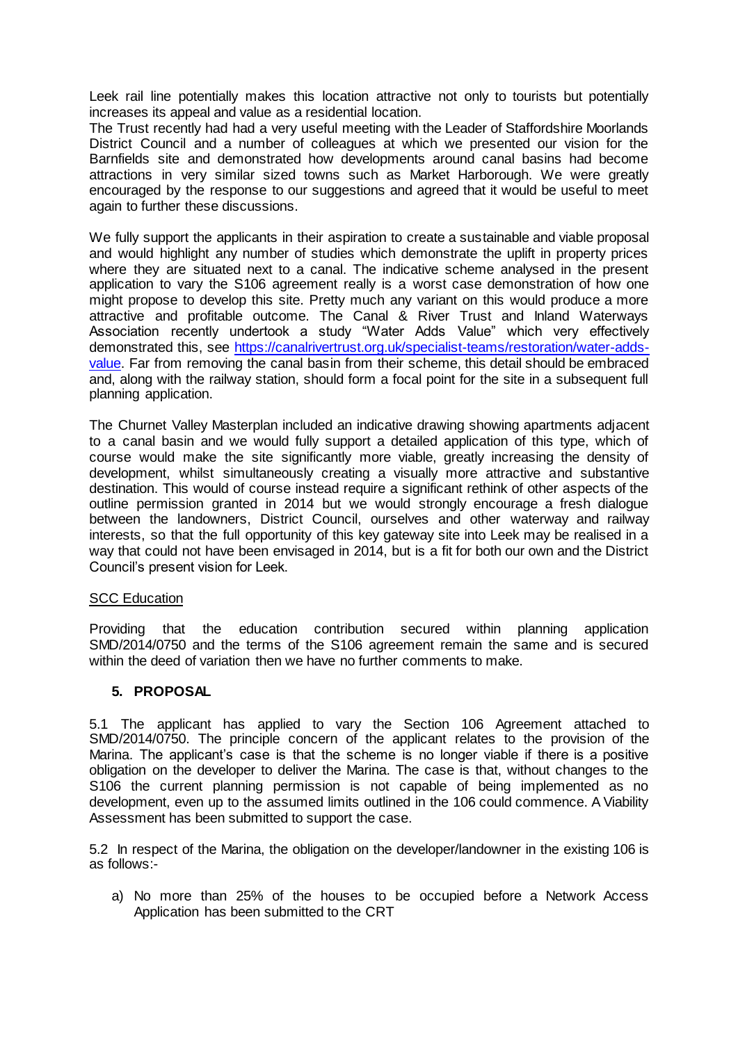Leek rail line potentially makes this location attractive not only to tourists but potentially increases its appeal and value as a residential location.
The Trust recently had had a very useful meeting with the Leader of Staffordshire Moorlands District Council and a number of colleagues at which we presented our vision for the Barnfields site and demonstrated how developments around canal basins had become attractions in very similar sized towns such as Market Harborough. We were greatly encouraged by the response to our suggestions and agreed that it would be useful to meet again to further these discussions.

We fully support the applicants in their aspiration to create a sustainable and viable proposal and would highlight any number of studies which demonstrate the uplift in property prices where they are situated next to a canal. The indicative scheme analysed in the present application to vary the S106 agreement really is a worst case demonstration of how one might propose to develop this site. Pretty much any variant on this would produce a more attractive and profitable outcome. The Canal & River Trust and Inland Waterways Association recently undertook a study "Water Adds Value" which very effectively demonstrated this, see [https://canalrivertrust.org.uk/specialist-teams/restoration/water-adds-value](https://canalrivertrust.org.uk/specialist-teams/restoration/water-adds-value). Far from removing the canal basin from their scheme, this detail should be embraced and, along with the railway station, should form a focal point for the site in a subsequent full planning application.

The Churnet Valley Masterplan included an indicative drawing showing apartments adjacent to a canal basin and we would fully support a detailed application of this type, which of course would make the site significantly more viable, greatly increasing the density of development, whilst simultaneously creating a visually more attractive and substantive destination. This would of course instead require a significant rethink of other aspects of the outline permission granted in 2014 but we would strongly encourage a fresh dialogue between the landowners, District Council, ourselves and other waterway and railway interests, so that the full opportunity of this key gateway site into Leek may be realised in a way that could not have been envisaged in 2014, but is a fit for both our own and the District Council's present vision for Leek.

<u>SCC Education</u>

Providing that the education contribution secured within planning application SMD/2014/0750 and the terms of the S106 agreement remain the same and is secured within the deed of variation then we have no further comments to make.

## 5. PROPOSAL

5.1 The applicant has applied to vary the Section 106 Agreement attached to SMD/2014/0750. The principle concern of the applicant relates to the provision of the Marina. The applicant's case is that the scheme is no longer viable if there is a positive obligation on the developer to deliver the Marina. The case is that, without changes to the S106 the current planning permission is not capable of being implemented as no development, even up to the assumed limits outlined in the 106 could commence. A Viability Assessment has been submitted to support the case.

5.2 In respect of the Marina, the obligation on the developer/landowner in the existing 106 is as follows:-

a) No more than 25% of the houses to be occupied before a Network Access Application has been submitted to the CRT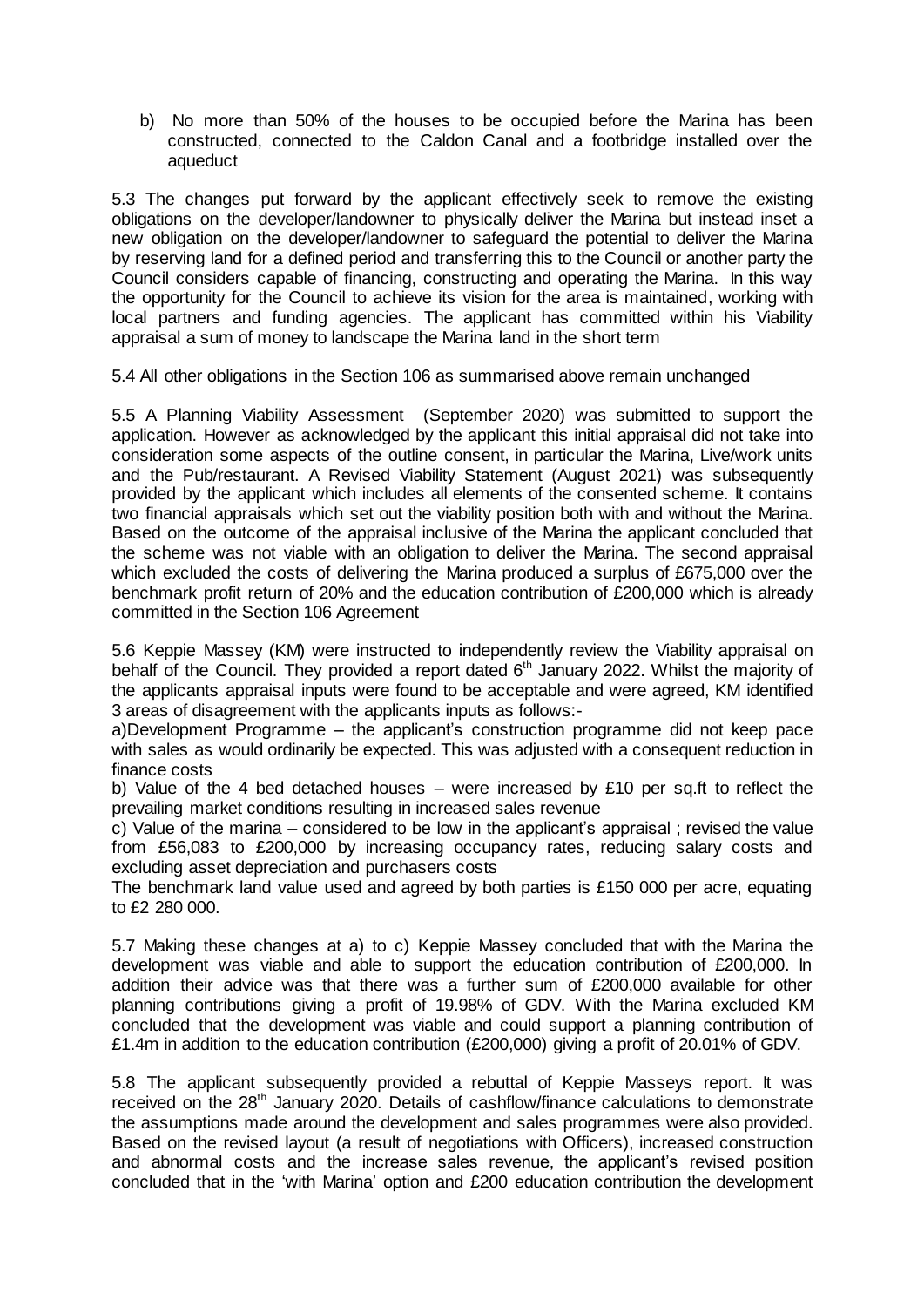b) No more than 50% of the houses to be occupied before the Marina has been constructed, connected to the Caldon Canal and a footbridge installed over the aqueduct

5.3 The changes put forward by the applicant effectively seek to remove the existing obligations on the developer/landowner to physically deliver the Marina but instead inset a new obligation on the developer/landowner to safeguard the potential to deliver the Marina by reserving land for a defined period and transferring this to the Council or another party the Council considers capable of financing, constructing and operating the Marina. In this way the opportunity for the Council to achieve its vision for the area is maintained, working with local partners and funding agencies. The applicant has committed within his Viability appraisal a sum of money to landscape the Marina land in the short term

5.4 All other obligations in the Section 106 as summarised above remain unchanged

5.5 A Planning Viability Assessment (September 2020) was submitted to support the application. However as acknowledged by the applicant this initial appraisal did not take into consideration some aspects of the outline consent, in particular the Marina, Live/work units and the Pub/restaurant. A Revised Viability Statement (August 2021) was subsequently provided by the applicant which includes all elements of the consented scheme. It contains two financial appraisals which set out the viability position both with and without the Marina. Based on the outcome of the appraisal inclusive of the Marina the applicant concluded that the scheme was not viable with an obligation to deliver the Marina. The second appraisal which excluded the costs of delivering the Marina produced a surplus of £675,000 over the benchmark profit return of 20% and the education contribution of £200,000 which is already committed in the Section 106 Agreement

5.6 Keppie Massey (KM) were instructed to independently review the Viability appraisal on behalf of the Council. They provided a report dated 6th January 2022. Whilst the majority of the applicants appraisal inputs were found to be acceptable and were agreed, KM identified 3 areas of disagreement with the applicants inputs as follows:-

a)Development Programme – the applicant's construction programme did not keep pace with sales as would ordinarily be expected. This was adjusted with a consequent reduction in finance costs

b) Value of the 4 bed detached houses – were increased by £10 per sq.ft to reflect the prevailing market conditions resulting in increased sales revenue

c) Value of the marina – considered to be low in the applicant's appraisal ; revised the value from £56,083 to £200,000 by increasing occupancy rates, reducing salary costs and excluding asset depreciation and purchasers costs

The benchmark land value used and agreed by both parties is £150 000 per acre, equating to £2 280 000.

5.7 Making these changes at a) to c) Keppie Massey concluded that with the Marina the development was viable and able to support the education contribution of £200,000. In addition their advice was that there was a further sum of £200,000 available for other planning contributions giving a profit of 19.98% of GDV. With the Marina excluded KM concluded that the development was viable and could support a planning contribution of £1.4m in addition to the education contribution (£200,000) giving a profit of 20.01% of GDV.

5.8 The applicant subsequently provided a rebuttal of Keppie Masseys report. It was received on the 28th January 2020. Details of cashflow/finance calculations to demonstrate the assumptions made around the development and sales programmes were also provided. Based on the revised layout (a result of negotiations with Officers), increased construction and abnormal costs and the increase sales revenue, the applicant's revised position concluded that in the 'with Marina' option and £200 education contribution the development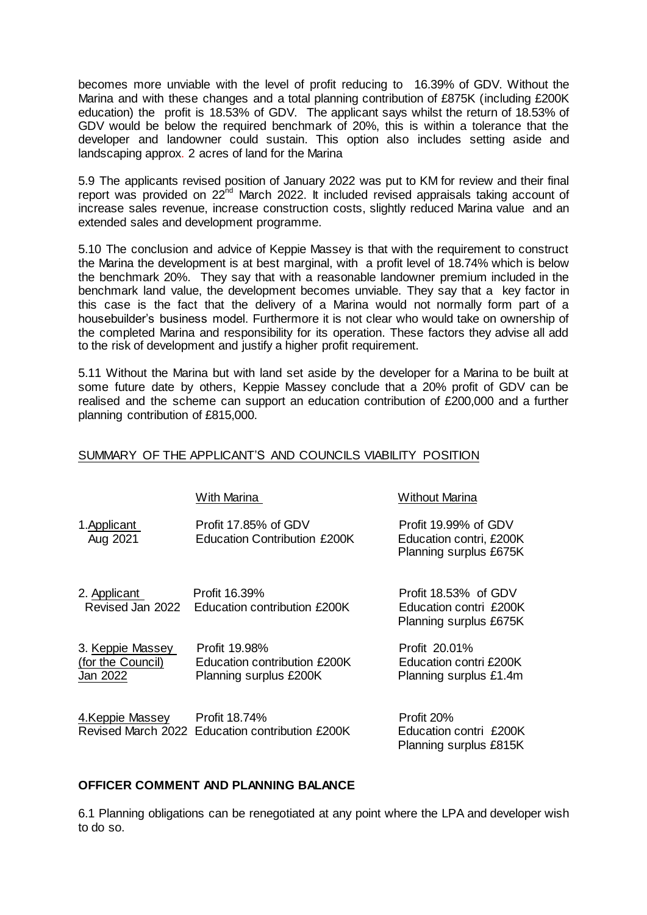becomes more unviable with the level of profit reducing to 16.39% of GDV. Without the Marina and with these changes and a total planning contribution of £875K (including £200K education) the profit is 18.53% of GDV. The applicant says whilst the return of 18.53% of GDV would be below the required benchmark of 20%, this is within a tolerance that the developer and landowner could sustain. This option also includes setting aside and landscaping approx. 2 acres of land for the Marina

5.9 The applicants revised position of January 2022 was put to KM for review and their final report was provided on 22nd March 2022. It included revised appraisals taking account of increase sales revenue, increase construction costs, slightly reduced Marina value and an extended sales and development programme.

5.10 The conclusion and advice of Keppie Massey is that with the requirement to construct the Marina the development is at best marginal, with a profit level of 18.74% which is below the benchmark 20%. They say that with a reasonable landowner premium included in the benchmark land value, the development becomes unviable. They say that a key factor in this case is the fact that the delivery of a Marina would not normally form part of a housebuilder's business model. Furthermore it is not clear who would take on ownership of the completed Marina and responsibility for its operation. These factors they advise all add to the risk of development and justify a higher profit requirement.

5.11 Without the Marina but with land set aside by the developer for a Marina to be built at some future date by others, Keppie Massey conclude that a 20% profit of GDV can be realised and the scheme can support an education contribution of £200,000 and a further planning contribution of £815,000.

SUMMARY OF THE APPLICANT'S AND COUNCILS VIABILITY POSITION

| | With Marina | Without Marina |
|---|---|---|
| 1. Applicant Aug 2021 | Profit 17.85% of GDV<br>Education Contribution £200K | Profit 19.99% of GDV<br>Education contri, £200K<br>Planning surplus £675K |
| 2. Applicant Revised Jan 2022 | Profit 16.39%<br>Education contribution £200K | Profit 18.53% of GDV<br>Education contri £200K<br>Planning surplus £675K |
| 3. Keppie Massey (for the Council) Jan 2022 | Profit 19.98%<br>Education contribution £200K<br>Planning surplus £200K | Profit 20.01%<br>Education contri £200K<br>Planning surplus £1.4m |
| 4. Keppie Massey Revised March 2022 | Profit 18.74%<br>Education contribution £200K | Profit 20%<br>Education contri £200K<br>Planning surplus £815K |

**OFFICER COMMENT AND PLANNING BALANCE**

6.1 Planning obligations can be renegotiated at any point where the LPA and developer wish to do so.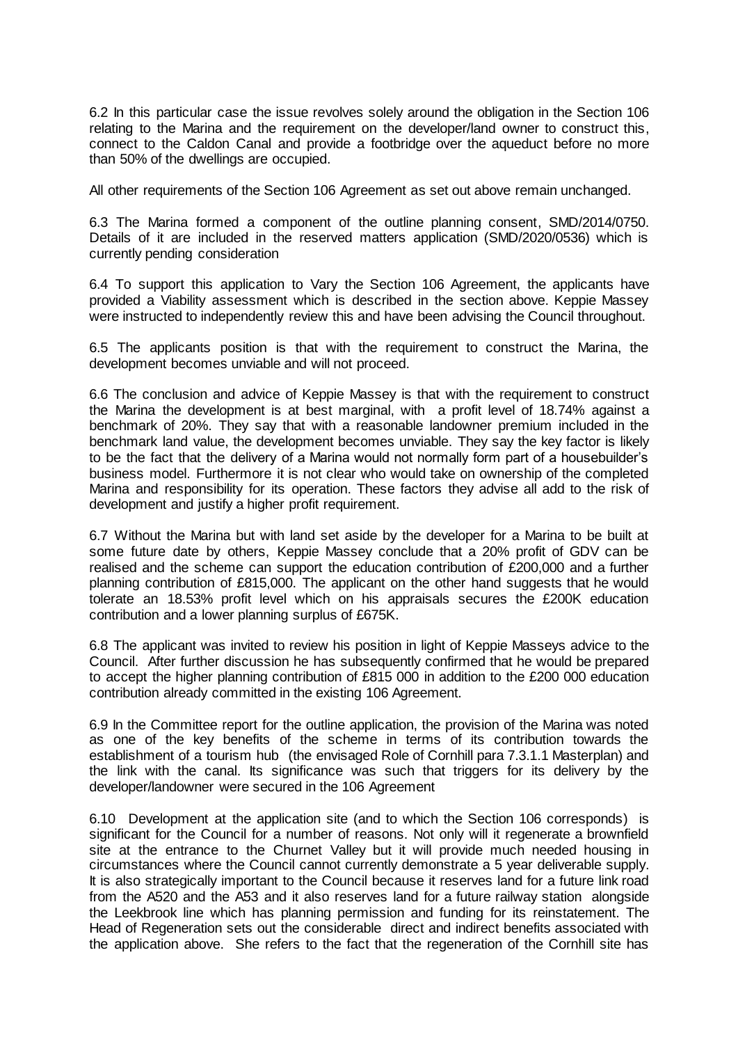6.2 In this particular case the issue revolves solely around the obligation in the Section 106 relating to the Marina and the requirement on the developer/land owner to construct this, connect to the Caldon Canal and provide a footbridge over the aqueduct before no more than 50% of the dwellings are occupied.

All other requirements of the Section 106 Agreement as set out above remain unchanged.

6.3 The Marina formed a component of the outline planning consent, SMD/2014/0750. Details of it are included in the reserved matters application (SMD/2020/0536) which is currently pending consideration

6.4 To support this application to Vary the Section 106 Agreement, the applicants have provided a Viability assessment which is described in the section above. Keppie Massey were instructed to independently review this and have been advising the Council throughout.

6.5 The applicants position is that with the requirement to construct the Marina, the development becomes unviable and will not proceed.

6.6 The conclusion and advice of Keppie Massey is that with the requirement to construct the Marina the development is at best marginal, with a profit level of 18.74% against a benchmark of 20%. They say that with a reasonable landowner premium included in the benchmark land value, the development becomes unviable. They say the key factor is likely to be the fact that the delivery of a Marina would not normally form part of a housebuilder's business model. Furthermore it is not clear who would take on ownership of the completed Marina and responsibility for its operation. These factors they advise all add to the risk of development and justify a higher profit requirement.

6.7 Without the Marina but with land set aside by the developer for a Marina to be built at some future date by others, Keppie Massey conclude that a 20% profit of GDV can be realised and the scheme can support the education contribution of £200,000 and a further planning contribution of £815,000. The applicant on the other hand suggests that he would tolerate an 18.53% profit level which on his appraisals secures the £200K education contribution and a lower planning surplus of £675K.

6.8 The applicant was invited to review his position in light of Keppie Masseys advice to the Council. After further discussion he has subsequently confirmed that he would be prepared to accept the higher planning contribution of £815 000 in addition to the £200 000 education contribution already committed in the existing 106 Agreement.

6.9 In the Committee report for the outline application, the provision of the Marina was noted as one of the key benefits of the scheme in terms of its contribution towards the establishment of a tourism hub (the envisaged Role of Cornhill para 7.3.1.1 Masterplan) and the link with the canal. Its significance was such that triggers for its delivery by the developer/landowner were secured in the 106 Agreement

6.10 Development at the application site (and to which the Section 106 corresponds) is significant for the Council for a number of reasons. Not only will it regenerate a brownfield site at the entrance to the Churnet Valley but it will provide much needed housing in circumstances where the Council cannot currently demonstrate a 5 year deliverable supply. It is also strategically important to the Council because it reserves land for a future link road from the A520 and the A53 and it also reserves land for a future railway station alongside the Leekbrook line which has planning permission and funding for its reinstatement. The Head of Regeneration sets out the considerable direct and indirect benefits associated with the application above. She refers to the fact that the regeneration of the Cornhill site has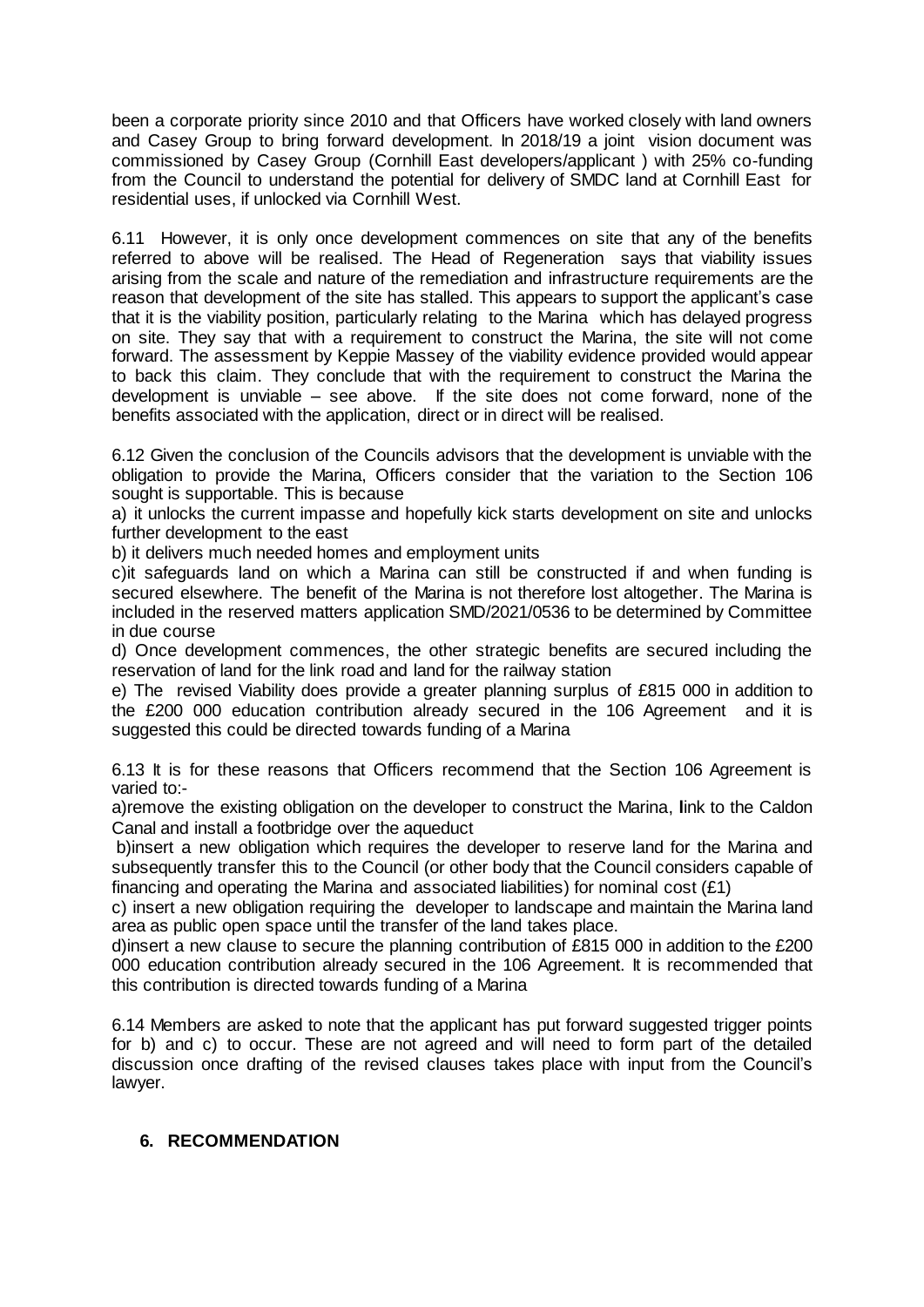been a corporate priority since 2010 and that Officers have worked closely with land owners and Casey Group to bring forward development. In 2018/19 a joint vision document was commissioned by Casey Group (Cornhill East developers/applicant ) with 25% co-funding from the Council to understand the potential for delivery of SMDC land at Cornhill East for residential uses, if unlocked via Cornhill West.

6.11 However, it is only once development commences on site that any of the benefits referred to above will be realised. The Head of Regeneration says that viability issues arising from the scale and nature of the remediation and infrastructure requirements are the reason that development of the site has stalled. This appears to support the applicant's case that it is the viability position, particularly relating to the Marina which has delayed progress on site. They say that with a requirement to construct the Marina, the site will not come forward. The assessment by Keppie Massey of the viability evidence provided would appear to back this claim. They conclude that with the requirement to construct the Marina the development is unviable – see above. If the site does not come forward, none of the benefits associated with the application, direct or in direct will be realised.

6.12 Given the conclusion of the Councils advisors that the development is unviable with the obligation to provide the Marina, Officers consider that the variation to the Section 106 sought is supportable. This is because

a) it unlocks the current impasse and hopefully kick starts development on site and unlocks further development to the east

b) it delivers much needed homes and employment units

c)it safeguards land on which a Marina can still be constructed if and when funding is secured elsewhere. The benefit of the Marina is not therefore lost altogether. The Marina is included in the reserved matters application SMD/2021/0536 to be determined by Committee in due course

d) Once development commences, the other strategic benefits are secured including the reservation of land for the link road and land for the railway station

e) The revised Viability does provide a greater planning surplus of £815 000 in addition to the £200 000 education contribution already secured in the 106 Agreement and it is suggested this could be directed towards funding of a Marina

6.13 It is for these reasons that Officers recommend that the Section 106 Agreement is varied to:-

a)remove the existing obligation on the developer to construct the Marina, link to the Caldon Canal and install a footbridge over the aqueduct

b)insert a new obligation which requires the developer to reserve land for the Marina and subsequently transfer this to the Council (or other body that the Council considers capable of financing and operating the Marina and associated liabilities) for nominal cost (£1)

c) insert a new obligation requiring the developer to landscape and maintain the Marina land area as public open space until the transfer of the land takes place.

d)insert a new clause to secure the planning contribution of £815 000 in addition to the £200 000 education contribution already secured in the 106 Agreement. It is recommended that this contribution is directed towards funding of a Marina

6.14 Members are asked to note that the applicant has put forward suggested trigger points for b) and c) to occur. These are not agreed and will need to form part of the detailed discussion once drafting of the revised clauses takes place with input from the Council's lawyer.

## 6. RECOMMENDATION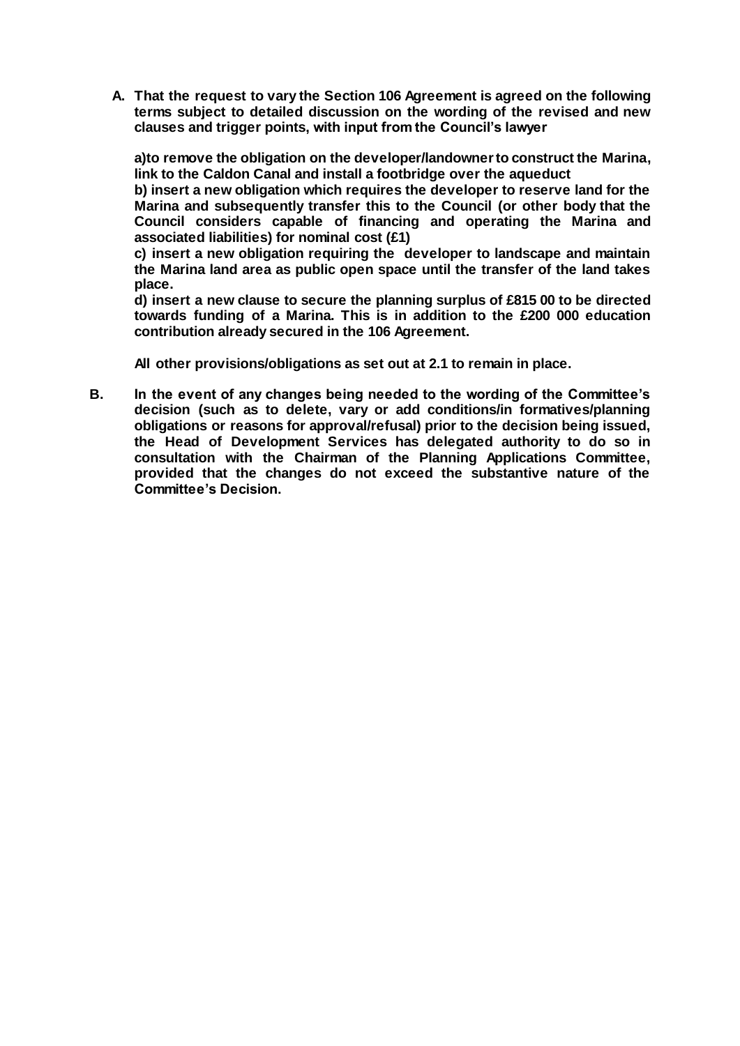**A. That the request to vary the Section 106 Agreement is agreed on the following terms subject to detailed discussion on the wording of the revised and new clauses and trigger points, with input from the Council's lawyer**

**a)to remove the obligation on the developer/landowner to construct the Marina, link to the Caldon Canal and install a footbridge over the aqueduct**

**b) insert a new obligation which requires the developer to reserve land for the Marina and subsequently transfer this to the Council (or other body that the Council considers capable of financing and operating the Marina and associated liabilities) for nominal cost (£1)**

**c) insert a new obligation requiring the developer to landscape and maintain the Marina land area as public open space until the transfer of the land takes place.**

**d) insert a new clause to secure the planning surplus of £815 00 to be directed towards funding of a Marina. This is in addition to the £200 000 education contribution already secured in the 106 Agreement.**

**All other provisions/obligations as set out at 2.1 to remain in place.**

**B. In the event of any changes being needed to the wording of the Committee's decision (such as to delete, vary or add conditions/in formatives/planning obligations or reasons for approval/refusal) prior to the decision being issued, the Head of Development Services has delegated authority to do so in consultation with the Chairman of the Planning Applications Committee, provided that the changes do not exceed the substantive nature of the Committee's Decision.**